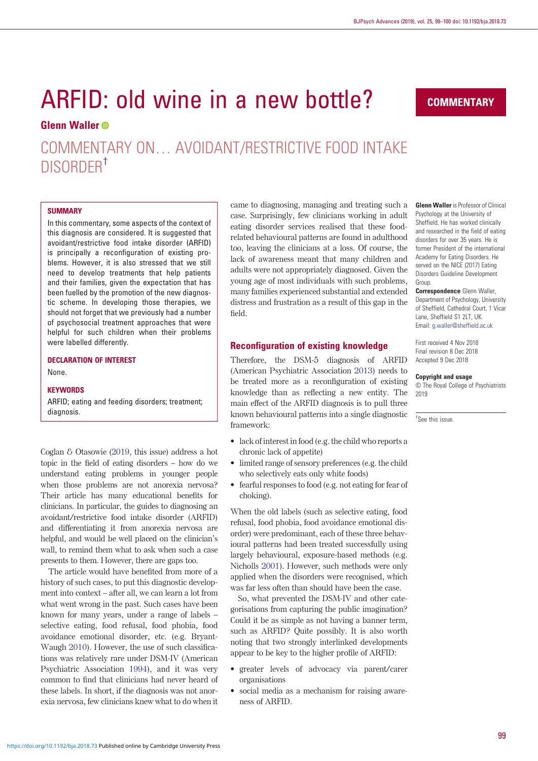# ARFID: old wine in a new bottle?

COMMENTARY

**Glenn Waller**

## COMMENTARY ON… AVOIDANT/RESTRICTIVE FOOD INTAKE DISORDER[†]

### SUMMARY

In this commentary, some aspects of the context of this diagnosis are considered. It is suggested that avoidant/restrictive food intake disorder (ARFID) is principally a reconfiguration of existing problems. However, it is also stressed that we still need to develop treatments that help patients and their families, given the expectation that has been fuelled by the promotion of the new diagnostic scheme. In developing those therapies, we should not forget that we previously had a number of psychosocial treatment approaches that were helpful for such children when their problems were labelled differently.

### DECLARATION OF INTEREST

None.

### KEYWORDS

ARFID; eating and feeding disorders; treatment; diagnosis.

**Glenn Waller** is Professor of Clinical Psychology at the University of Sheffield. He has worked clinically and researched in the field of eating disorders for over 35 years. He is former President of the international Academy for Eating Disorders. He served on the NICE (2017) Eating Disorders Guideline Development Group.

**Correspondence** Glenn Waller, Department of Psychology, University of Sheffield, Cathedral Court, 1 Vicar Lane, Sheffield S1 2LT, UK. Email: g.waller@sheffield.ac.uk

First received 4 Nov 2018
Final revision 8 Dec 2018
Accepted 9 Dec 2018

**Copyright and usage**
© The Royal College of Psychiatrists 2019

[†]See this issue.

Coglan & Otasowie (2019, this issue) address a hot topic in the field of eating disorders – how do we understand eating problems in younger people when those problems are not anorexia nervosa? Their article has many educational benefits for clinicians. In particular, the guides to diagnosing an avoidant/restrictive food intake disorder (ARFID) and differentiating it from anorexia nervosa are helpful, and would be well placed on the clinician's wall, to remind them what to ask when such a case presents to them. However, there are gaps too.

The article would have benefited from more of a history of such cases, to put this diagnostic development into context – after all, we can learn a lot from what went wrong in the past. Such cases have been known for many years, under a range of labels – selective eating, food refusal, food phobia, food avoidance emotional disorder, etc. (e.g. Bryant-Waugh 2010). However, the use of such classifications was relatively rare under DSM-IV (American Psychiatric Association 1994), and it was very common to find that clinicians had never heard of these labels. In short, if the diagnosis was not anorexia nervosa, few clinicians knew what to do when it came to diagnosing, managing and treating such a case. Surprisingly, few clinicians working in adult eating disorder services realised that these food-related behavioural patterns are found in adulthood too, leaving the clinicians at a loss. Of course, the lack of awareness meant that many children and adults were not appropriately diagnosed. Given the young age of most individuals with such problems, many families experienced substantial and extended distress and frustration as a result of this gap in the field.

## Reconfiguration of existing knowledge

Therefore, the DSM-5 diagnosis of ARFID (American Psychiatric Association 2013) needs to be treated more as a reconfiguration of existing knowledge than as reflecting a new entity. The main effect of the ARFID diagnosis is to pull three known behavioural patterns into a single diagnostic framework:

- lack of interest in food (e.g. the child who reports a chronic lack of appetite)
- limited range of sensory preferences (e.g. the child who selectively eats only white foods)
- fearful responses to food (e.g. not eating for fear of choking).

When the old labels (such as selective eating, food refusal, food phobia, food avoidance emotional disorder) were predominant, each of these three behavioural patterns had been treated successfully using largely behavioural, exposure-based methods (e.g. Nicholls 2001). However, such methods were only applied when the disorders were recognised, which was far less often than should have been the case.

So, what prevented the DSM-IV and other categorisations from capturing the public imagination? Could it be as simple as not having a banner term, such as ARFID? Quite possibly. It is also worth noting that two strongly interlinked developments appear to be key to the higher profile of ARFID:

- greater levels of advocacy via parent/carer organisations
- social media as a mechanism for raising awareness of ARFID.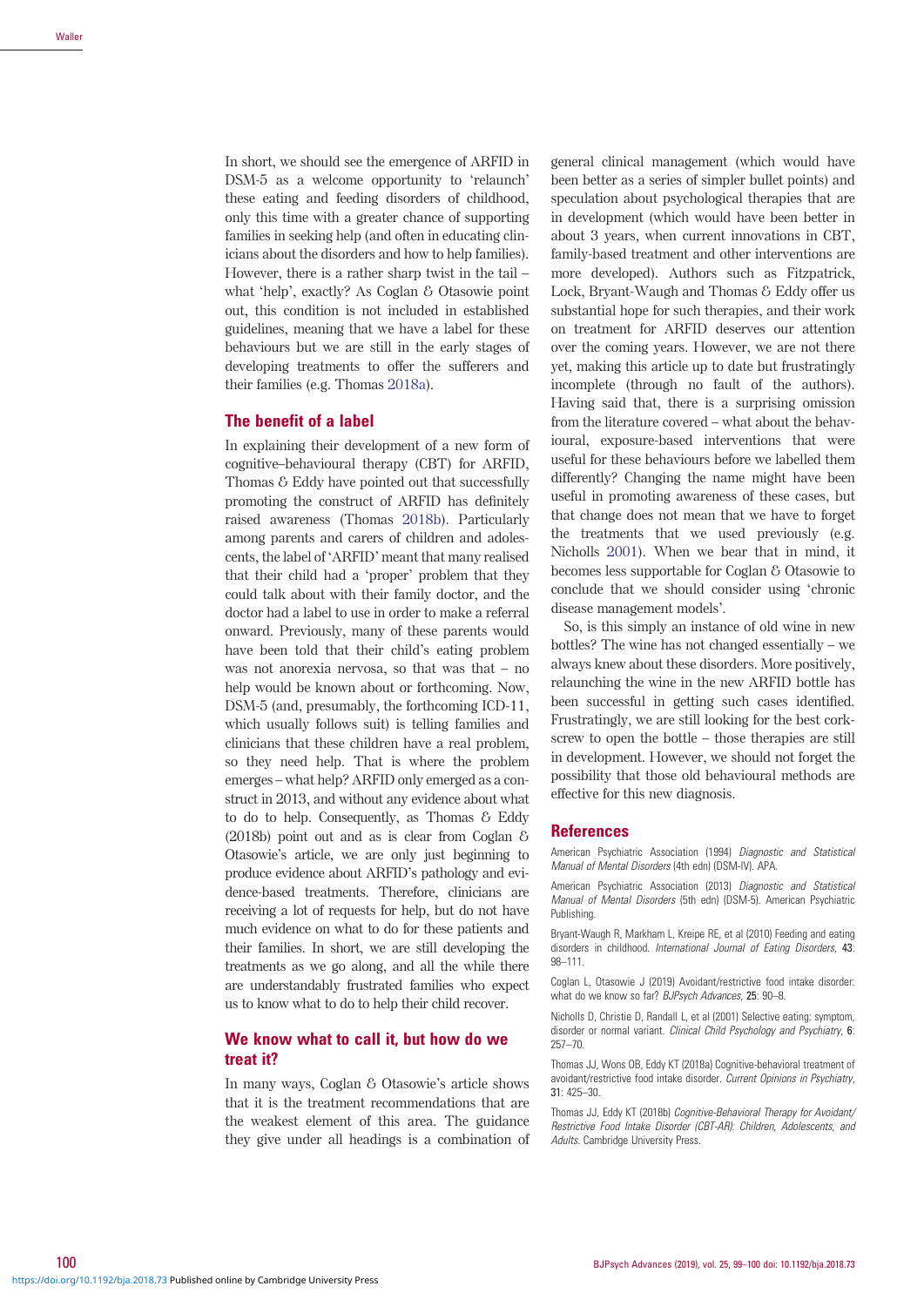In short, we should see the emergence of ARFID in DSM-5 as a welcome opportunity to 'relaunch' these eating and feeding disorders of childhood, only this time with a greater chance of supporting families in seeking help (and often in educating clinicians about the disorders and how to help families). However, there is a rather sharp twist in the tail – what 'help', exactly? As Coglan & Otasowie point out, this condition is not included in established guidelines, meaning that we have a label for these behaviours but we are still in the early stages of developing treatments to offer the sufferers and their families (e.g. Thomas 2018a).

## The benefit of a label

In explaining their development of a new form of cognitive–behavioural therapy (CBT) for ARFID, Thomas & Eddy have pointed out that successfully promoting the construct of ARFID has definitely raised awareness (Thomas 2018b). Particularly among parents and carers of children and adolescents, the label of 'ARFID' meant that many realised that their child had a 'proper' problem that they could talk about with their family doctor, and the doctor had a label to use in order to make a referral onward. Previously, many of these parents would have been told that their child's eating problem was not anorexia nervosa, so that was that – no help would be known about or forthcoming. Now, DSM-5 (and, presumably, the forthcoming ICD-11, which usually follows suit) is telling families and clinicians that these children have a real problem, so they need help. That is where the problem emerges – what help? ARFID only emerged as a construct in 2013, and without any evidence about what to do to help. Consequently, as Thomas & Eddy (2018b) point out and as is clear from Coglan & Otasowie's article, we are only just beginning to produce evidence about ARFID's pathology and evidence-based treatments. Therefore, clinicians are receiving a lot of requests for help, but do not have much evidence on what to do for these patients and their families. In short, we are still developing the treatments as we go along, and all the while there are understandably frustrated families who expect us to know what to do to help their child recover.

## We know what to call it, but how do we treat it?

In many ways, Coglan & Otasowie's article shows that it is the treatment recommendations that are the weakest element of this area. The guidance they give under all headings is a combination of general clinical management (which would have been better as a series of simpler bullet points) and speculation about psychological therapies that are in development (which would have been better in about 3 years, when current innovations in CBT, family-based treatment and other interventions are more developed). Authors such as Fitzpatrick, Lock, Bryant-Waugh and Thomas & Eddy offer us substantial hope for such therapies, and their work on treatment for ARFID deserves our attention over the coming years. However, we are not there yet, making this article up to date but frustratingly incomplete (through no fault of the authors). Having said that, there is a surprising omission from the literature covered – what about the behavioural, exposure-based interventions that were useful for these behaviours before we labelled them differently? Changing the name might have been useful in promoting awareness of these cases, but that change does not mean that we have to forget the treatments that we used previously (e.g. Nicholls 2001). When we bear that in mind, it becomes less supportable for Coglan & Otasowie to conclude that we should consider using 'chronic disease management models'.

So, is this simply an instance of old wine in new bottles? The wine has not changed essentially – we always knew about these disorders. More positively, relaunching the wine in the new ARFID bottle has been successful in getting such cases identified. Frustratingly, we are still looking for the best corkscrew to open the bottle – those therapies are still in development. However, we should not forget the possibility that those old behavioural methods are effective for this new diagnosis.

## References

American Psychiatric Association (1994) *Diagnostic and Statistical Manual of Mental Disorders* (4th edn) (DSM-IV). APA.

American Psychiatric Association (2013) *Diagnostic and Statistical Manual of Mental Disorders* (5th edn) (DSM-5). American Psychiatric Publishing.

Bryant-Waugh R, Markham L, Kreipe RE, et al (2010) Feeding and eating disorders in childhood. *International Journal of Eating Disorders*, **43**: 98–111.

Coglan L, Otasowie J (2019) Avoidant/restrictive food intake disorder: what do we know so far? *BJPsych Advances*, **25**: 90–8.

Nicholls D, Christie D, Randall L, et al (2001) Selective eating: symptom, disorder or normal variant. *Clinical Child Psychology and Psychiatry*, **6**: 257–70.

Thomas JJ, Wons OB, Eddy KT (2018a) Cognitive-behavioral treatment of avoidant/restrictive food intake disorder. *Current Opinions in Psychiatry*, **31**: 425–30.

Thomas JJ, Eddy KT (2018b) *Cognitive-Behavioral Therapy for Avoidant/Restrictive Food Intake Disorder (CBT-AR): Children, Adolescents, and Adults*. Cambridge University Press.